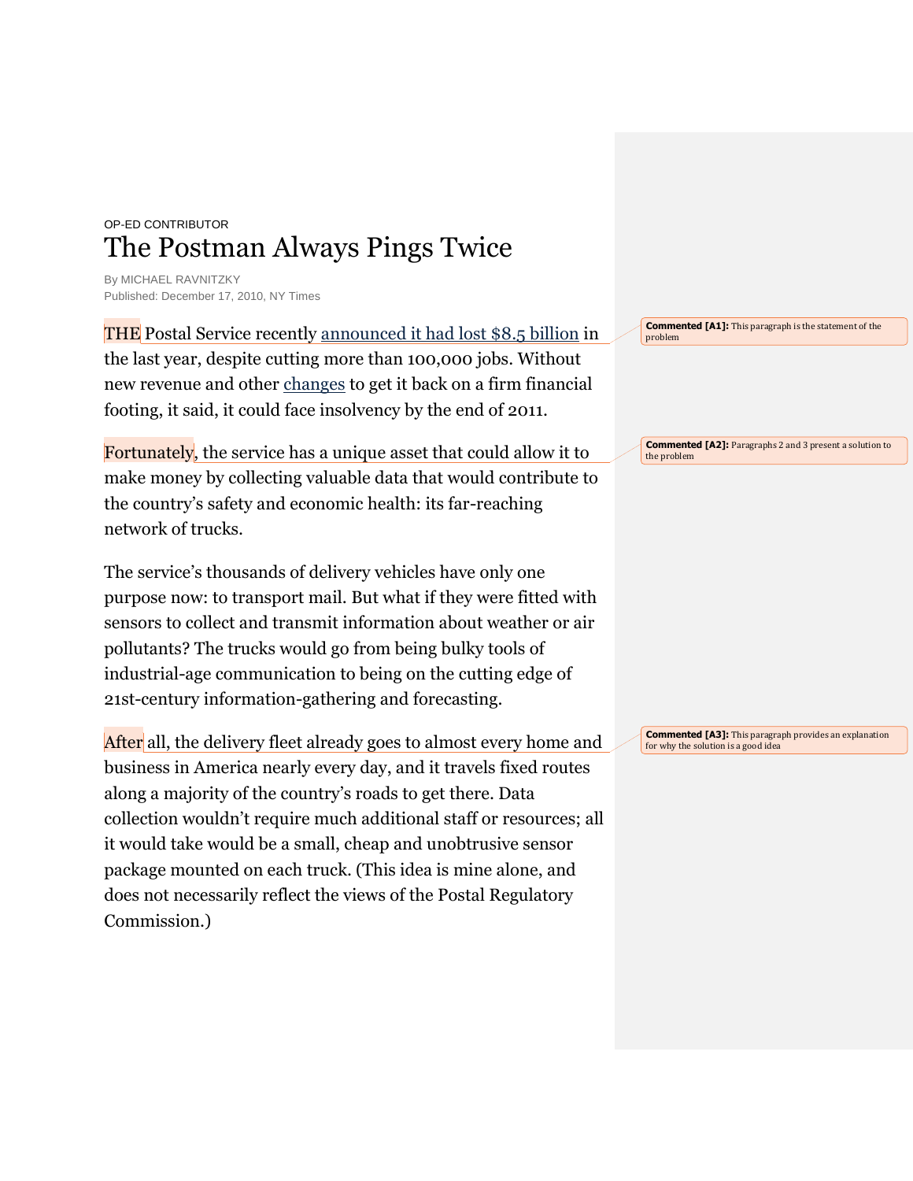OP-ED CONTRIBUTOR

# The Postman Always Pings Twice

By MICHAEL RAVNITZKY
Published: December 17, 2010, NY Times

THE Postal Service recently announced it had lost $8.5 billion in the last year, despite cutting more than 100,000 jobs. Without new revenue and other changes to get it back on a firm financial footing, it said, it could face insolvency by the end of 2011.

> **Commented [A1]:** This paragraph is the statement of the problem

Fortunately, the service has a unique asset that could allow it to make money by collecting valuable data that would contribute to the country's safety and economic health: its far-reaching network of trucks.

> **Commented [A2]:** Paragraphs 2 and 3 present a solution to the problem

The service's thousands of delivery vehicles have only one purpose now: to transport mail. But what if they were fitted with sensors to collect and transmit information about weather or air pollutants? The trucks would go from being bulky tools of industrial-age communication to being on the cutting edge of 21st-century information-gathering and forecasting.

After all, the delivery fleet already goes to almost every home and business in America nearly every day, and it travels fixed routes along a majority of the country's roads to get there. Data collection wouldn't require much additional staff or resources; all it would take would be a small, cheap and unobtrusive sensor package mounted on each truck. (This idea is mine alone, and does not necessarily reflect the views of the Postal Regulatory Commission.)

> **Commented [A3]:** This paragraph provides an explanation for why the solution is a good idea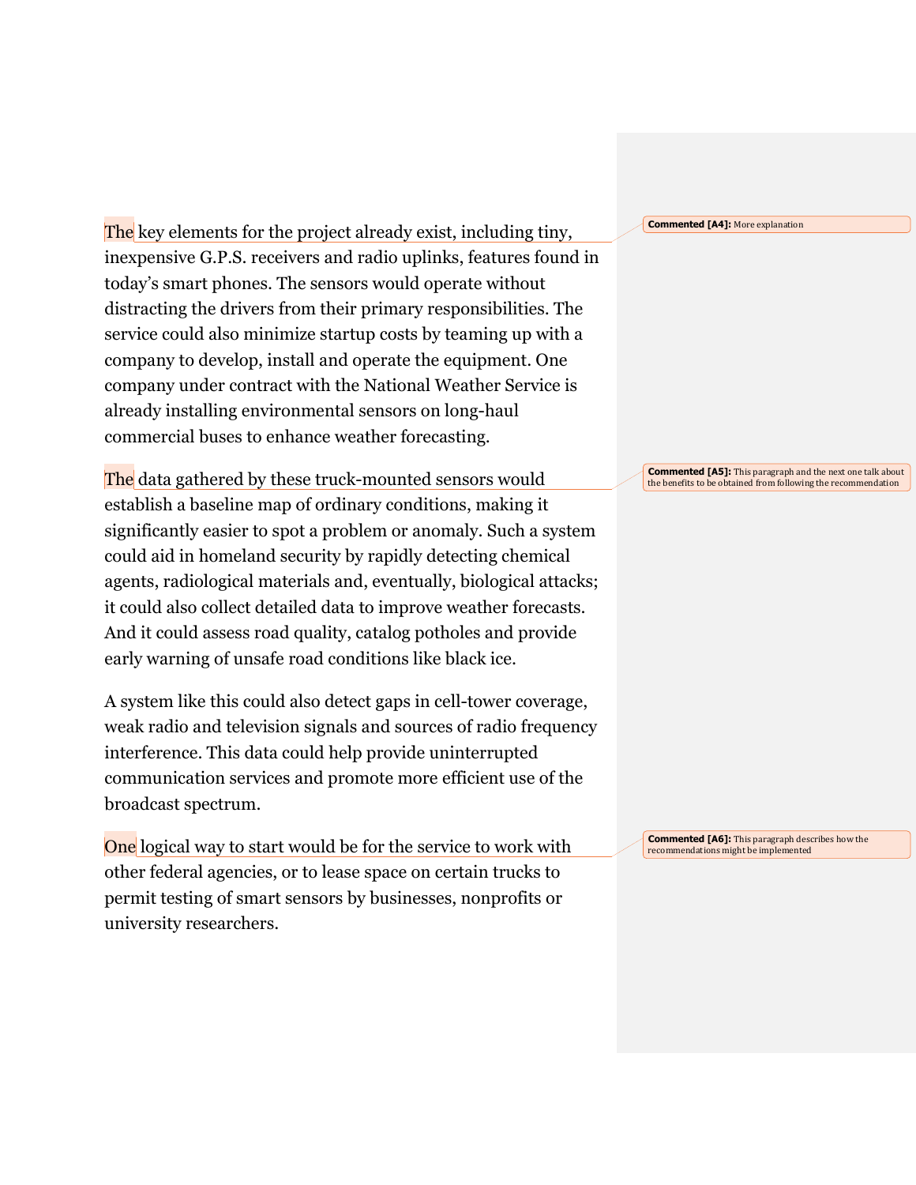The key elements for the project already exist, including tiny, inexpensive G.P.S. receivers and radio uplinks, features found in today's smart phones. The sensors would operate without distracting the drivers from their primary responsibilities. The service could also minimize startup costs by teaming up with a company to develop, install and operate the equipment. One company under contract with the National Weather Service is already installing environmental sensors on long-haul commercial buses to enhance weather forecasting.

**Commented [A4]:** More explanation

The data gathered by these truck-mounted sensors would establish a baseline map of ordinary conditions, making it significantly easier to spot a problem or anomaly. Such a system could aid in homeland security by rapidly detecting chemical agents, radiological materials and, eventually, biological attacks; it could also collect detailed data to improve weather forecasts. And it could assess road quality, catalog potholes and provide early warning of unsafe road conditions like black ice.

**Commented [A5]:** This paragraph and the next one talk about the benefits to be obtained from following the recommendation

A system like this could also detect gaps in cell-tower coverage, weak radio and television signals and sources of radio frequency interference. This data could help provide uninterrupted communication services and promote more efficient use of the broadcast spectrum.

One logical way to start would be for the service to work with other federal agencies, or to lease space on certain trucks to permit testing of smart sensors by businesses, nonprofits or university researchers.

**Commented [A6]:** This paragraph describes how the recommendations might be implemented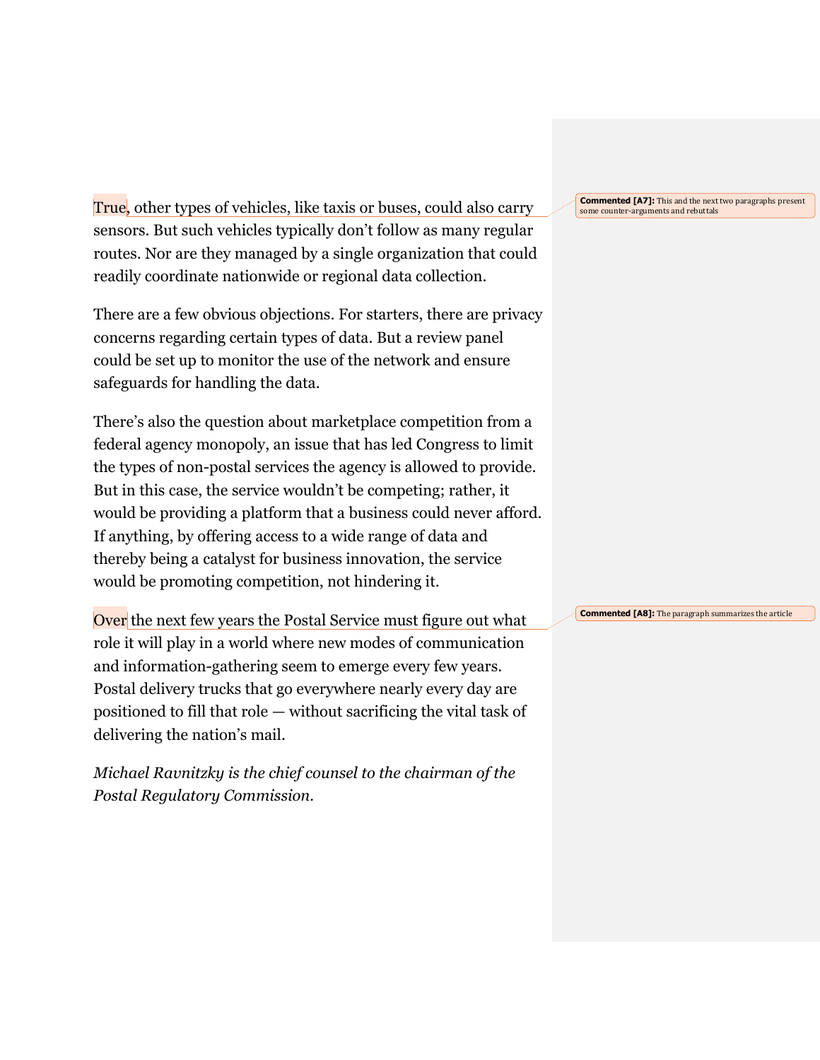True, other types of vehicles, like taxis or buses, could also carry sensors. But such vehicles typically don't follow as many regular routes. Nor are they managed by a single organization that could readily coordinate nationwide or regional data collection.

**Commented [A7]:** This and the next two paragraphs present some counter-arguments and rebuttals

There are a few obvious objections. For starters, there are privacy concerns regarding certain types of data. But a review panel could be set up to monitor the use of the network and ensure safeguards for handling the data.

There's also the question about marketplace competition from a federal agency monopoly, an issue that has led Congress to limit the types of non-postal services the agency is allowed to provide. But in this case, the service wouldn't be competing; rather, it would be providing a platform that a business could never afford. If anything, by offering access to a wide range of data and thereby being a catalyst for business innovation, the service would be promoting competition, not hindering it.

Over the next few years the Postal Service must figure out what role it will play in a world where new modes of communication and information-gathering seem to emerge every few years. Postal delivery trucks that go everywhere nearly every day are positioned to fill that role — without sacrificing the vital task of delivering the nation's mail.

**Commented [A8]:** The paragraph summarizes the article

*Michael Ravnitzky is the chief counsel to the chairman of the Postal Regulatory Commission.*